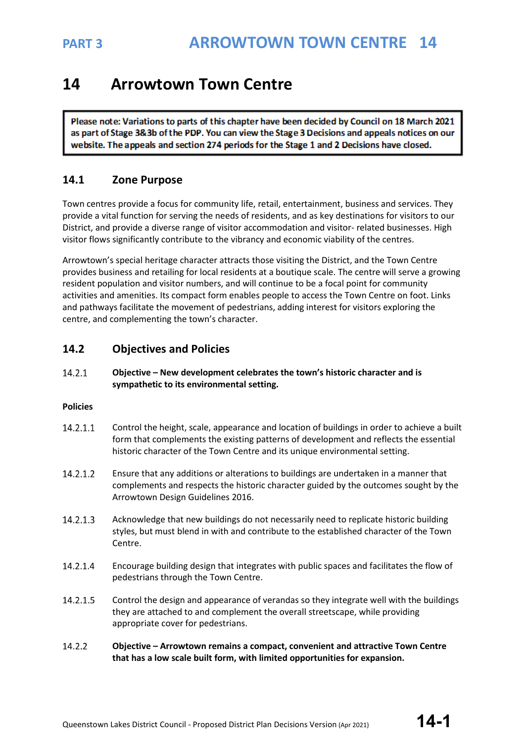# 14 Arrowtown Town Centre

> **Please note: Variations to parts of this chapter have been decided by Council on 18 March 2021 as part of Stage 3&3b of the PDP. You can view the Stage 3 Decisions and appeals notices on our website. The appeals and section 274 periods for the Stage 1 and 2 Decisions have closed.**

## 14.1 Zone Purpose

Town centres provide a focus for community life, retail, entertainment, business and services. They provide a vital function for serving the needs of residents, and as key destinations for visitors to our District, and provide a diverse range of visitor accommodation and visitor- related businesses. High visitor flows significantly contribute to the vibrancy and economic viability of the centres.

Arrowtown's special heritage character attracts those visiting the District, and the Town Centre provides business and retailing for local residents at a boutique scale. The centre will serve a growing resident population and visitor numbers, and will continue to be a focal point for community activities and amenities. Its compact form enables people to access the Town Centre on foot. Links and pathways facilitate the movement of pedestrians, adding interest for visitors exploring the centre, and complementing the town's character.

## 14.2 Objectives and Policies

14.2.1 **Objective – New development celebrates the town's historic character and is sympathetic to its environmental setting.**

**Policies**

14.2.1.1 Control the height, scale, appearance and location of buildings in order to achieve a built form that complements the existing patterns of development and reflects the essential historic character of the Town Centre and its unique environmental setting.

14.2.1.2 Ensure that any additions or alterations to buildings are undertaken in a manner that complements and respects the historic character guided by the outcomes sought by the Arrowtown Design Guidelines 2016.

14.2.1.3 Acknowledge that new buildings do not necessarily need to replicate historic building styles, but must blend in with and contribute to the established character of the Town Centre.

14.2.1.4 Encourage building design that integrates with public spaces and facilitates the flow of pedestrians through the Town Centre.

14.2.1.5 Control the design and appearance of verandas so they integrate well with the buildings they are attached to and complement the overall streetscape, while providing appropriate cover for pedestrians.

14.2.2 **Objective – Arrowtown remains a compact, convenient and attractive Town Centre that has a low scale built form, with limited opportunities for expansion.**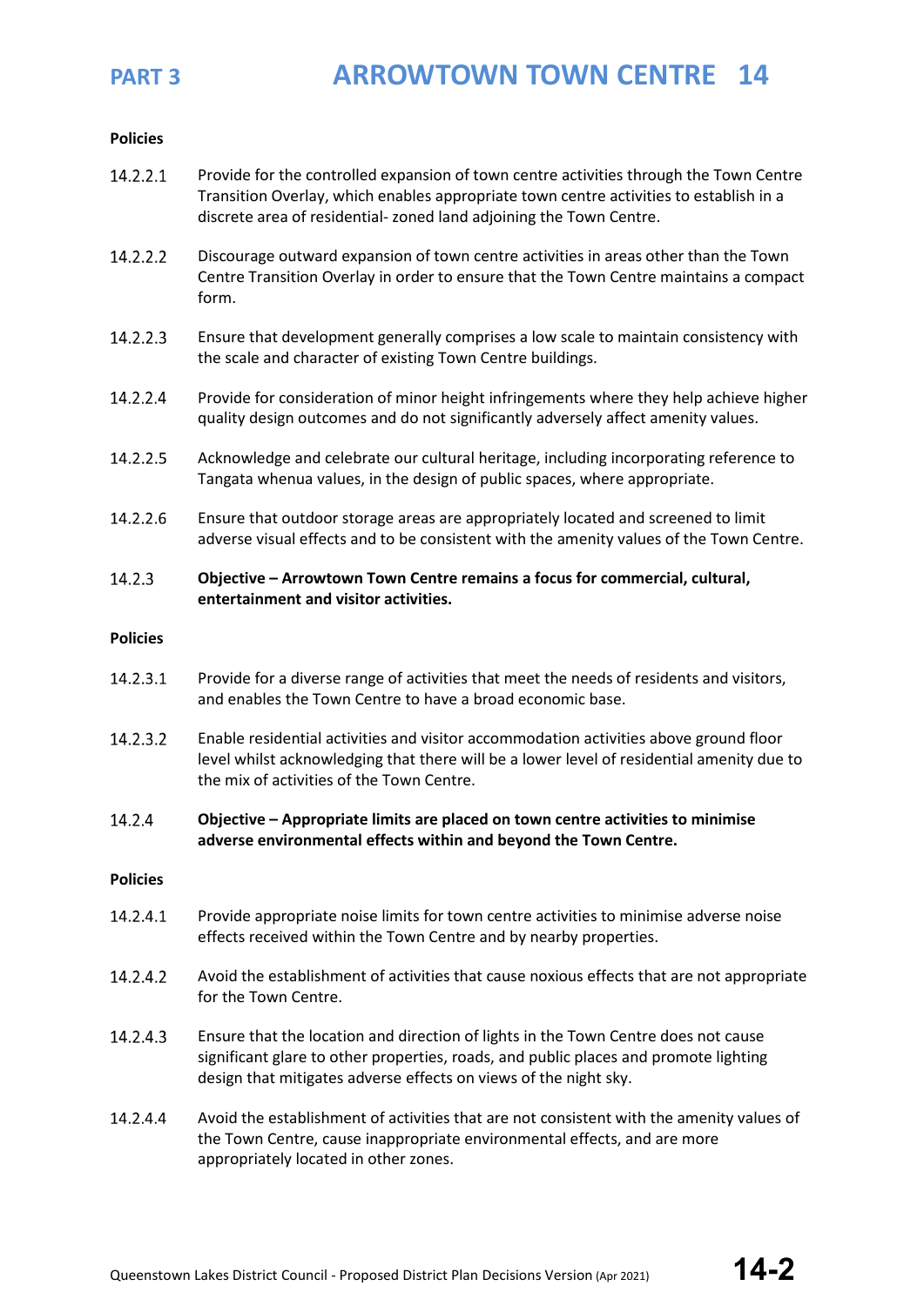**Policies**

14.2.2.1 Provide for the controlled expansion of town centre activities through the Town Centre Transition Overlay, which enables appropriate town centre activities to establish in a discrete area of residential- zoned land adjoining the Town Centre.

14.2.2.2 Discourage outward expansion of town centre activities in areas other than the Town Centre Transition Overlay in order to ensure that the Town Centre maintains a compact form.

14.2.2.3 Ensure that development generally comprises a low scale to maintain consistency with the scale and character of existing Town Centre buildings.

14.2.2.4 Provide for consideration of minor height infringements where they help achieve higher quality design outcomes and do not significantly adversely affect amenity values.

14.2.2.5 Acknowledge and celebrate our cultural heritage, including incorporating reference to Tangata whenua values, in the design of public spaces, where appropriate.

14.2.2.6 Ensure that outdoor storage areas are appropriately located and screened to limit adverse visual effects and to be consistent with the amenity values of the Town Centre.

14.2.3 **Objective – Arrowtown Town Centre remains a focus for commercial, cultural, entertainment and visitor activities.**

**Policies**

14.2.3.1 Provide for a diverse range of activities that meet the needs of residents and visitors, and enables the Town Centre to have a broad economic base.

14.2.3.2 Enable residential activities and visitor accommodation activities above ground floor level whilst acknowledging that there will be a lower level of residential amenity due to the mix of activities of the Town Centre.

14.2.4 **Objective – Appropriate limits are placed on town centre activities to minimise adverse environmental effects within and beyond the Town Centre.**

**Policies**

14.2.4.1 Provide appropriate noise limits for town centre activities to minimise adverse noise effects received within the Town Centre and by nearby properties.

14.2.4.2 Avoid the establishment of activities that cause noxious effects that are not appropriate for the Town Centre.

14.2.4.3 Ensure that the location and direction of lights in the Town Centre does not cause significant glare to other properties, roads, and public places and promote lighting design that mitigates adverse effects on views of the night sky.

14.2.4.4 Avoid the establishment of activities that are not consistent with the amenity values of the Town Centre, cause inappropriate environmental effects, and are more appropriately located in other zones.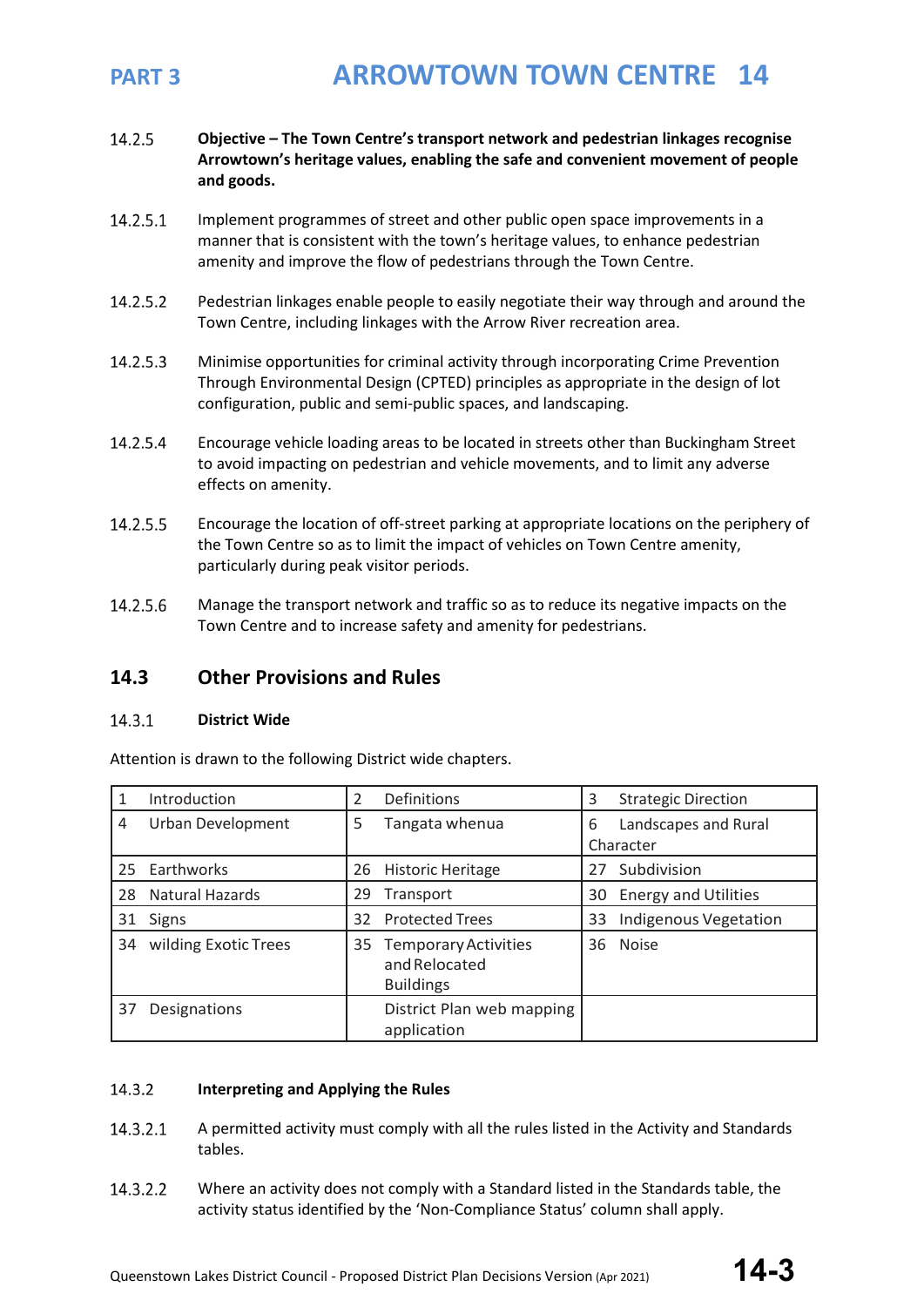14.2.5 **Objective – The Town Centre's transport network and pedestrian linkages recognise Arrowtown's heritage values, enabling the safe and convenient movement of people and goods.**

14.2.5.1 Implement programmes of street and other public open space improvements in a manner that is consistent with the town's heritage values, to enhance pedestrian amenity and improve the flow of pedestrians through the Town Centre.

14.2.5.2 Pedestrian linkages enable people to easily negotiate their way through and around the Town Centre, including linkages with the Arrow River recreation area.

14.2.5.3 Minimise opportunities for criminal activity through incorporating Crime Prevention Through Environmental Design (CPTED) principles as appropriate in the design of lot configuration, public and semi-public spaces, and landscaping.

14.2.5.4 Encourage vehicle loading areas to be located in streets other than Buckingham Street to avoid impacting on pedestrian and vehicle movements, and to limit any adverse effects on amenity.

14.2.5.5 Encourage the location of off-street parking at appropriate locations on the periphery of the Town Centre so as to limit the impact of vehicles on Town Centre amenity, particularly during peak visitor periods.

14.2.5.6 Manage the transport network and traffic so as to reduce its negative impacts on the Town Centre and to increase safety and amenity for pedestrians.

## 14.3 Other Provisions and Rules

### 14.3.1 District Wide

Attention is drawn to the following District wide chapters.

| | | |
|---|---|---|
| 1 Introduction | 2 Definitions | 3 Strategic Direction |
| 4 Urban Development | 5 Tangata whenua | 6 Landscapes and Rural Character |
| 25 Earthworks | 26 Historic Heritage | 27 Subdivision |
| 28 Natural Hazards | 29 Transport | 30 Energy and Utilities |
| 31 Signs | 32 Protected Trees | 33 Indigenous Vegetation |
| 34 wilding Exotic Trees | 35 Temporary Activities and Relocated Buildings | 36 Noise |
| 37 Designations | District Plan web mapping application | |

### 14.3.2 Interpreting and Applying the Rules

14.3.2.1 A permitted activity must comply with all the rules listed in the Activity and Standards tables.

14.3.2.2 Where an activity does not comply with a Standard listed in the Standards table, the activity status identified by the 'Non-Compliance Status' column shall apply.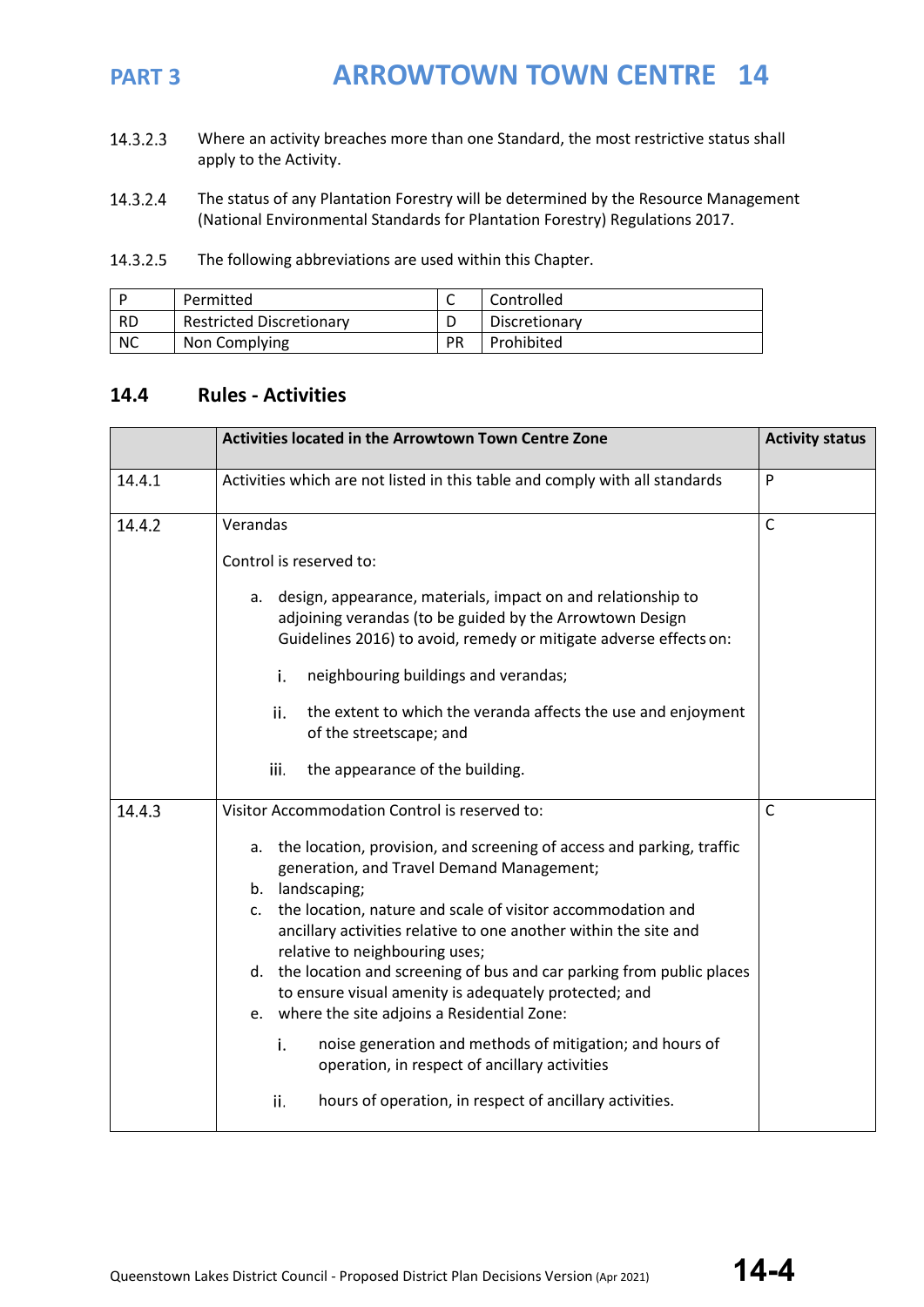14.3.2.3 Where an activity breaches more than one Standard, the most restrictive status shall apply to the Activity.

14.3.2.4 The status of any Plantation Forestry will be determined by the Resource Management (National Environmental Standards for Plantation Forestry) Regulations 2017.

14.3.2.5 The following abbreviations are used within this Chapter.

| P | Permitted | C | Controlled |
|---|---|---|---|
| RD | Restricted Discretionary | D | Discretionary |
| NC | Non Complying | PR | Prohibited |

## 14.4 Rules - Activities

| | Activities located in the Arrowtown Town Centre Zone | Activity status |
|---|---|---|
| 14.4.1 | Activities which are not listed in this table and comply with all standards | P |
| 14.4.2 | Verandas<br><br>Control is reserved to:<br><br>a. design, appearance, materials, impact on and relationship to adjoining verandas (to be guided by the Arrowtown Design Guidelines 2016) to avoid, remedy or mitigate adverse effects on:<br><br>i. neighbouring buildings and verandas;<br><br>ii. the extent to which the veranda affects the use and enjoyment of the streetscape; and<br><br>iii. the appearance of the building. | C |
| 14.4.3 | Visitor Accommodation Control is reserved to:<br><br>a. the location, provision, and screening of access and parking, traffic generation, and Travel Demand Management;<br>b. landscaping;<br>c. the location, nature and scale of visitor accommodation and ancillary activities relative to one another within the site and relative to neighbouring uses;<br>d. the location and screening of bus and car parking from public places to ensure visual amenity is adequately protected; and<br>e. where the site adjoins a Residential Zone:<br><br>i. noise generation and methods of mitigation; and hours of operation, in respect of ancillary activities<br><br>ii. hours of operation, in respect of ancillary activities. | C |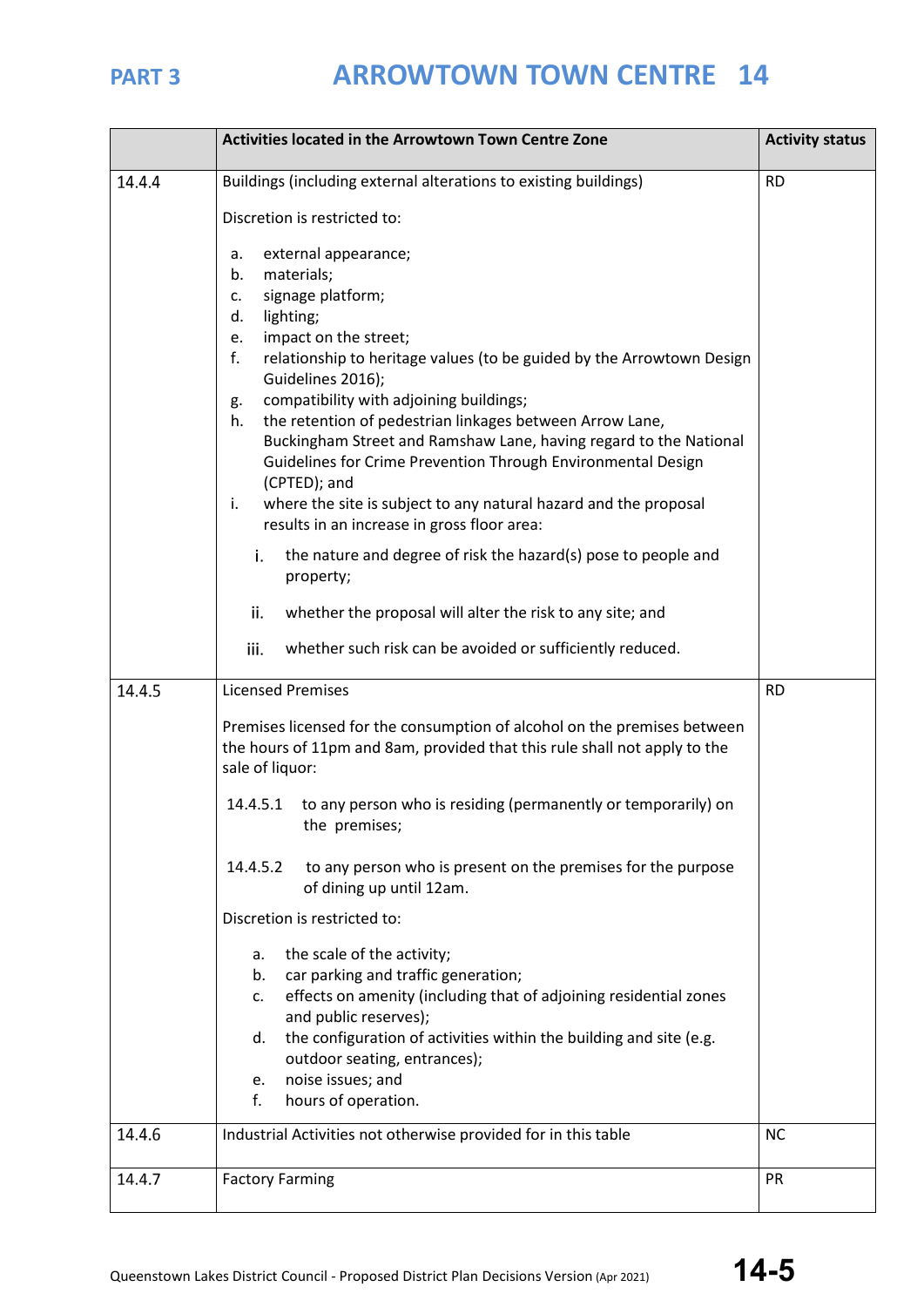| | Activities located in the Arrowtown Town Centre Zone | Activity status |
|---|---|---|
| 14.4.4 | Buildings (including external alterations to existing buildings)<br><br>Discretion is restricted to:<br><br>a. external appearance;<br>b. materials;<br>c. signage platform;<br>d. lighting;<br>e. impact on the street;<br>f. relationship to heritage values (to be guided by the Arrowtown Design Guidelines 2016);<br>g. compatibility with adjoining buildings;<br>h. the retention of pedestrian linkages between Arrow Lane, Buckingham Street and Ramshaw Lane, having regard to the National Guidelines for Crime Prevention Through Environmental Design (CPTED); and<br>i. where the site is subject to any natural hazard and the proposal results in an increase in gross floor area:<br><br>i. the nature and degree of risk the hazard(s) pose to people and property;<br><br>ii. whether the proposal will alter the risk to any site; and<br><br>iii. whether such risk can be avoided or sufficiently reduced. | RD |
| 14.4.5 | Licensed Premises<br><br>Premises licensed for the consumption of alcohol on the premises between the hours of 11pm and 8am, provided that this rule shall not apply to the sale of liquor:<br><br>14.4.5.1 to any person who is residing (permanently or temporarily) on the premises;<br><br>14.4.5.2 to any person who is present on the premises for the purpose of dining up until 12am.<br><br>Discretion is restricted to:<br><br>a. the scale of the activity;<br>b. car parking and traffic generation;<br>c. effects on amenity (including that of adjoining residential zones and public reserves);<br>d. the configuration of activities within the building and site (e.g. outdoor seating, entrances);<br>e. noise issues; and<br>f. hours of operation. | RD |
| 14.4.6 | Industrial Activities not otherwise provided for in this table | NC |
| 14.4.7 | Factory Farming | PR |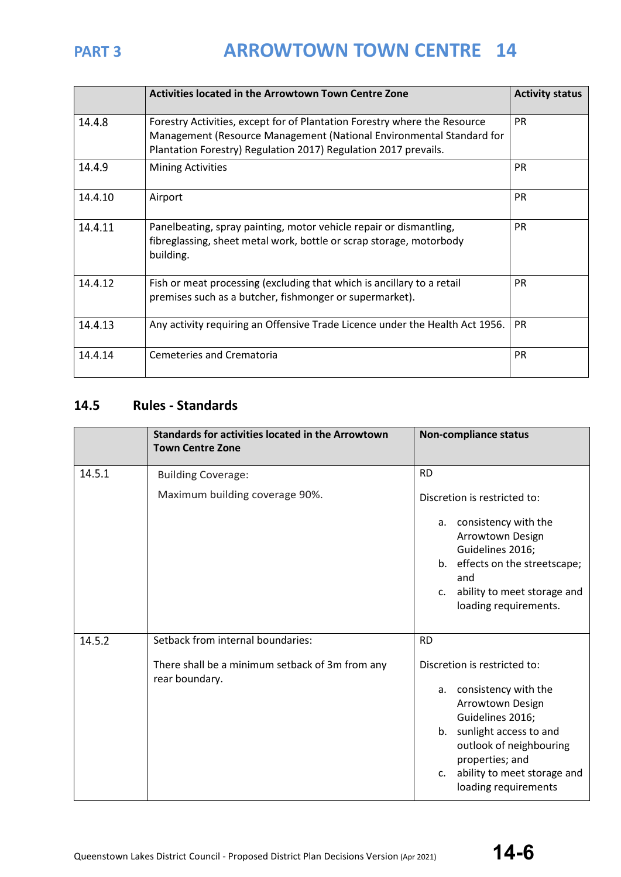| | Activities located in the Arrowtown Town Centre Zone | Activity status |
|---|---|---|
| 14.4.8 | Forestry Activities, except for of Plantation Forestry where the Resource Management (Resource Management (National Environmental Standard for Plantation Forestry) Regulation 2017) Regulation 2017 prevails. | PR |
| 14.4.9 | Mining Activities | PR |
| 14.4.10 | Airport | PR |
| 14.4.11 | Panelbeating, spray painting, motor vehicle repair or dismantling, fibreglassing, sheet metal work, bottle or scrap storage, motorbody building. | PR |
| 14.4.12 | Fish or meat processing (excluding that which is ancillary to a retail premises such as a butcher, fishmonger or supermarket). | PR |
| 14.4.13 | Any activity requiring an Offensive Trade Licence under the Health Act 1956. | PR |
| 14.4.14 | Cemeteries and Crematoria | PR |

## 14.5 Rules - Standards

| | Standards for activities located in the Arrowtown Town Centre Zone | Non-compliance status |
|---|---|---|
| 14.5.1 | Building Coverage:<br><br>Maximum building coverage 90%. | RD<br><br>Discretion is restricted to:<br><br>a. consistency with the Arrowtown Design Guidelines 2016;<br>b. effects on the streetscape; and<br>c. ability to meet storage and loading requirements. |
| 14.5.2 | Setback from internal boundaries:<br><br>There shall be a minimum setback of 3m from any rear boundary. | RD<br><br>Discretion is restricted to:<br><br>a. consistency with the Arrowtown Design Guidelines 2016;<br>b. sunlight access to and outlook of neighbouring properties; and<br>c. ability to meet storage and loading requirements |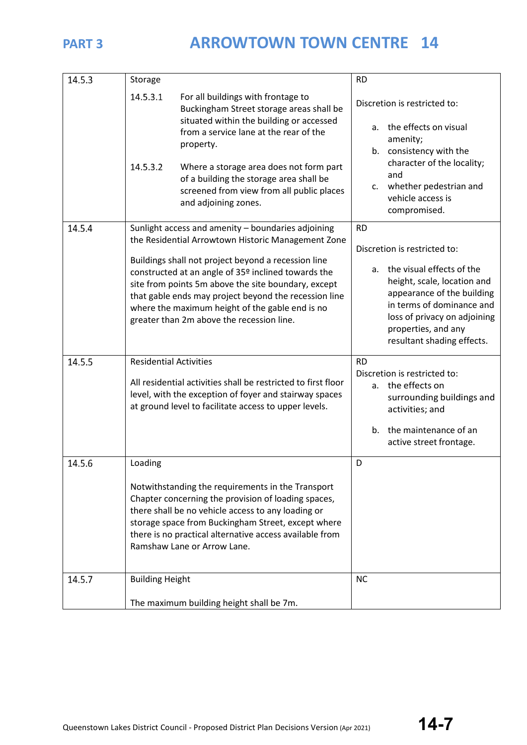| | | |
|---|---|---|
| 14.5.3 | Storage<br><br>14.5.3.1 For all buildings with frontage to Buckingham Street storage areas shall be situated within the building or accessed from a service lane at the rear of the property.<br><br>14.5.3.2 Where a storage area does not form part of a building the storage area shall be screened from view from all public places and adjoining zones. | RD<br><br>Discretion is restricted to:<br><br>a. the effects on visual amenity;<br>b. consistency with the character of the locality; and<br>c. whether pedestrian and vehicle access is compromised. |
| 14.5.4 | Sunlight access and amenity – boundaries adjoining the Residential Arrowtown Historic Management Zone<br><br>Buildings shall not project beyond a recession line constructed at an angle of 35º inclined towards the site from points 5m above the site boundary, except that gable ends may project beyond the recession line where the maximum height of the gable end is no greater than 2m above the recession line. | RD<br><br>Discretion is restricted to:<br><br>a. the visual effects of the height, scale, location and appearance of the building in terms of dominance and loss of privacy on adjoining properties, and any resultant shading effects. |
| 14.5.5 | Residential Activities<br><br>All residential activities shall be restricted to first floor level, with the exception of foyer and stairway spaces at ground level to facilitate access to upper levels. | RD<br>Discretion is restricted to:<br>a. the effects on surrounding buildings and activities; and<br><br>b. the maintenance of an active street frontage. |
| 14.5.6 | Loading<br><br>Notwithstanding the requirements in the Transport Chapter concerning the provision of loading spaces, there shall be no vehicle access to any loading or storage space from Buckingham Street, except where there is no practical alternative access available from Ramshaw Lane or Arrow Lane. | D |
| 14.5.7 | Building Height<br><br>The maximum building height shall be 7m. | NC |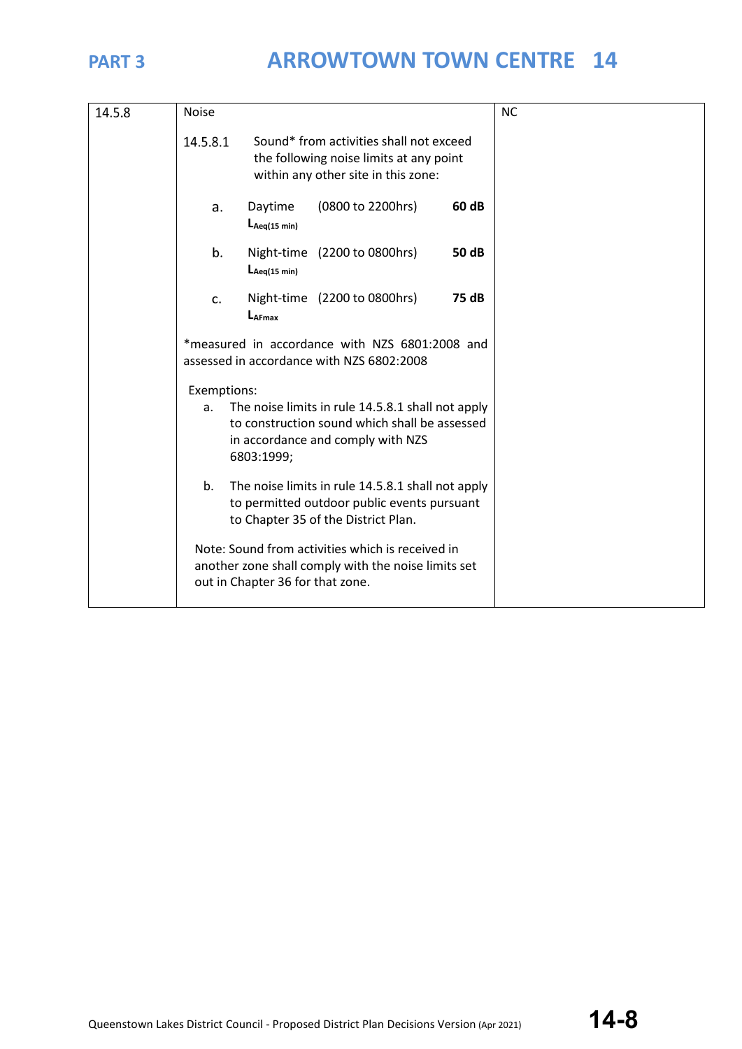| 14.5.8 | Noise<br><br>14.5.8.1 Sound* from activities shall not exceed the following noise limits at any point within any other site in this zone:<br><br>a. Daytime $L_{Aeq(15\ min)}$ (0800 to 2200hrs) **60 dB**<br><br>b. Night-time $L_{Aeq(15\ min)}$ (2200 to 0800hrs) **50 dB**<br><br>c. Night-time $L_{AFmax}$ (2200 to 0800hrs) **75 dB**<br><br>*measured in accordance with NZS 6801:2008 and assessed in accordance with NZS 6802:2008<br><br>Exemptions:<br>a. The noise limits in rule 14.5.8.1 shall not apply to construction sound which shall be assessed in accordance and comply with NZS 6803:1999;<br><br>b. The noise limits in rule 14.5.8.1 shall not apply to permitted outdoor public events pursuant to Chapter 35 of the District Plan.<br><br>Note: Sound from activities which is received in another zone shall comply with the noise limits set out in Chapter 36 for that zone. | NC |
|---|---|---|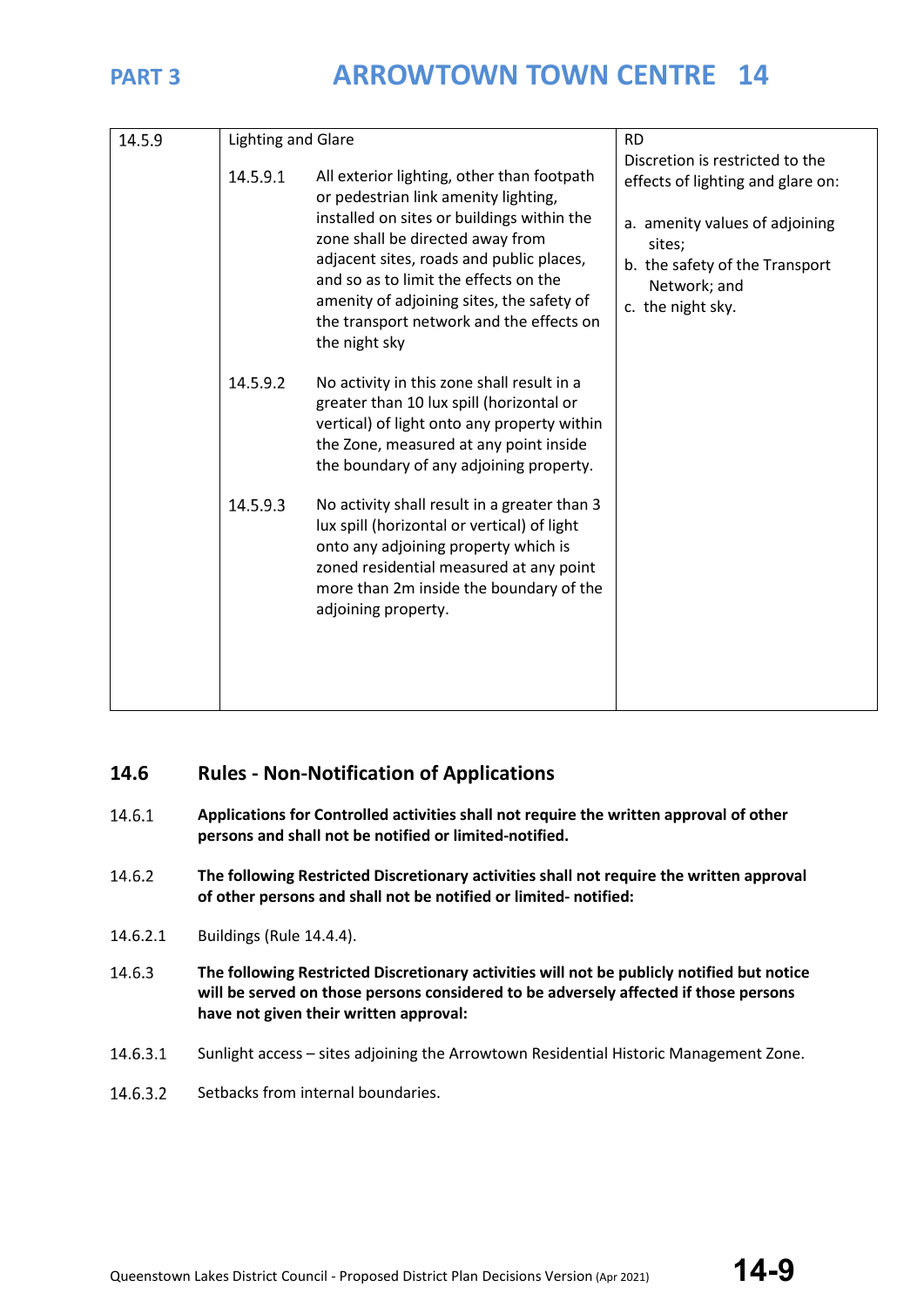| | | |
|---|---|---|
| 14.5.9 | Lighting and Glare<br><br>14.5.9.1 All exterior lighting, other than footpath or pedestrian link amenity lighting, installed on sites or buildings within the zone shall be directed away from adjacent sites, roads and public places, and so as to limit the effects on the amenity of adjoining sites, the safety of the transport network and the effects on the night sky<br><br>14.5.9.2 No activity in this zone shall result in a greater than 10 lux spill (horizontal or vertical) of light onto any property within the Zone, measured at any point inside the boundary of any adjoining property.<br><br>14.5.9.3 No activity shall result in a greater than 3 lux spill (horizontal or vertical) of light onto any adjoining property which is zoned residential measured at any point more than 2m inside the boundary of the adjoining property. | RD<br>Discretion is restricted to the effects of lighting and glare on:<br><br>a. amenity values of adjoining sites;<br>b. the safety of the Transport Network; and<br>c. the night sky. |

## 14.6 Rules - Non-Notification of Applications

14.6.1 **Applications for Controlled activities shall not require the written approval of other persons and shall not be notified or limited-notified.**

14.6.2 **The following Restricted Discretionary activities shall not require the written approval of other persons and shall not be notified or limited- notified:**

14.6.2.1 Buildings (Rule 14.4.4).

14.6.3 **The following Restricted Discretionary activities will not be publicly notified but notice will be served on those persons considered to be adversely affected if those persons have not given their written approval:**

14.6.3.1 Sunlight access – sites adjoining the Arrowtown Residential Historic Management Zone.

14.6.3.2 Setbacks from internal boundaries.